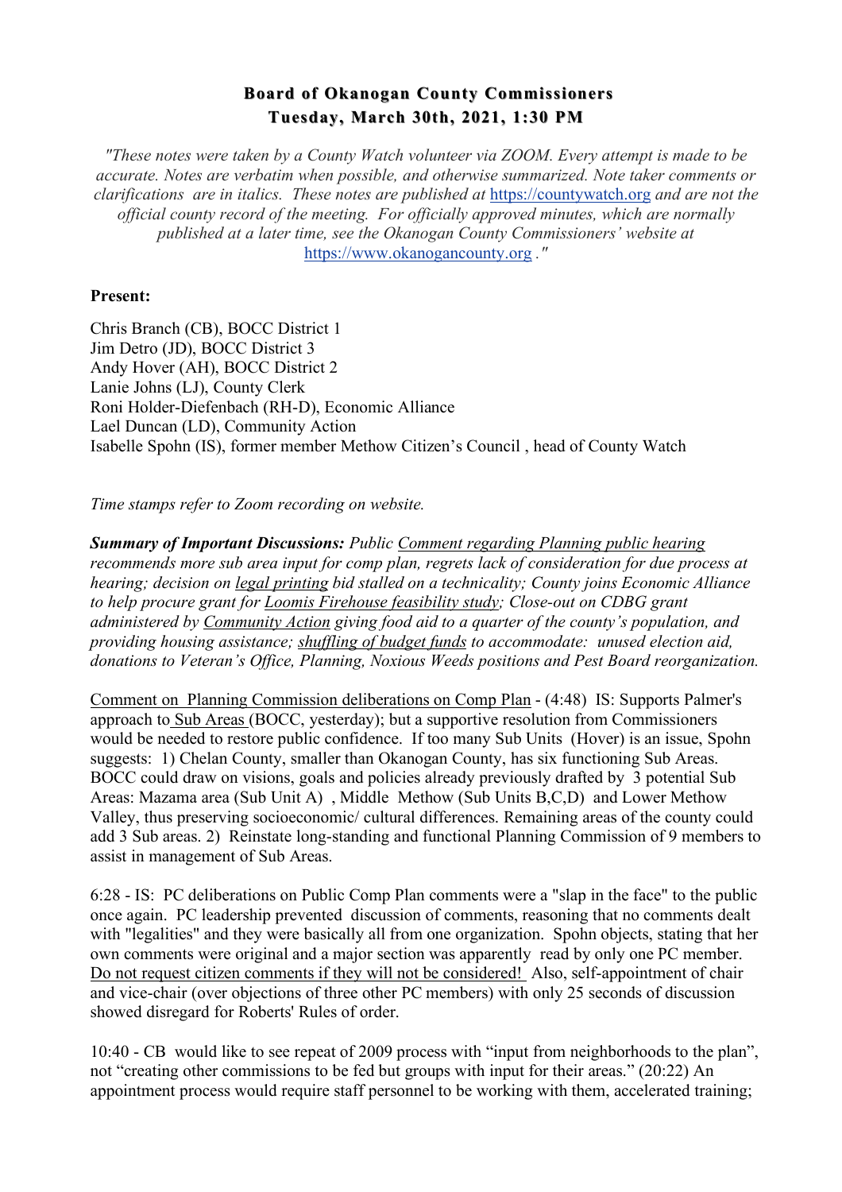# Board of Okanogan County Commissioners
## Tuesday, March 30th, 2021, 1:30 PM

*"These notes were taken by a County Watch volunteer via ZOOM. Every attempt is made to be accurate. Notes are verbatim when possible, and otherwise summarized. Note taker comments or clarifications are in italics. These notes are published at* https://countywatch.org *and are not the official county record of the meeting. For officially approved minutes, which are normally published at a later time, see the Okanogan County Commissioners' website at* https://www.okanogancounty.org *."*

**Present:**

Chris Branch (CB), BOCC District 1
Jim Detro (JD), BOCC District 3
Andy Hover (AH), BOCC District 2
Lanie Johns (LJ), County Clerk
Roni Holder-Diefenbach (RH-D), Economic Alliance
Lael Duncan (LD), Community Action
Isabelle Spohn (IS), former member Methow Citizen's Council , head of County Watch

*Time stamps refer to Zoom recording on website.*

***Summary of Important Discussions:*** *Public Comment regarding Planning public hearing recommends more sub area input for comp plan, regrets lack of consideration for due process at hearing; decision on legal printing bid stalled on a technicality; County joins Economic Alliance to help procure grant for Loomis Firehouse feasibility study; Close-out on CDBG grant administered by Community Action giving food aid to a quarter of the county's population, and providing housing assistance; shuffling of budget funds to accommodate: unused election aid, donations to Veteran's Office, Planning, Noxious Weeds positions and Pest Board reorganization.*

Comment on Planning Commission deliberations on Comp Plan - (4:48) IS: Supports Palmer's approach to Sub Areas (BOCC, yesterday); but a supportive resolution from Commissioners would be needed to restore public confidence. If too many Sub Units (Hover) is an issue, Spohn suggests: 1) Chelan County, smaller than Okanogan County, has six functioning Sub Areas. BOCC could draw on visions, goals and policies already previously drafted by 3 potential Sub Areas: Mazama area (Sub Unit A) , Middle Methow (Sub Units B,C,D) and Lower Methow Valley, thus preserving socioeconomic/ cultural differences. Remaining areas of the county could add 3 Sub areas. 2) Reinstate long-standing and functional Planning Commission of 9 members to assist in management of Sub Areas.

6:28 - IS: PC deliberations on Public Comp Plan comments were a "slap in the face" to the public once again. PC leadership prevented discussion of comments, reasoning that no comments dealt with "legalities" and they were basically all from one organization. Spohn objects, stating that her own comments were original and a major section was apparently read by only one PC member. Do not request citizen comments if they will not be considered! Also, self-appointment of chair and vice-chair (over objections of three other PC members) with only 25 seconds of discussion showed disregard for Roberts' Rules of order.

10:40 - CB would like to see repeat of 2009 process with "input from neighborhoods to the plan", not "creating other commissions to be fed but groups with input for their areas." (20:22) An appointment process would require staff personnel to be working with them, accelerated training;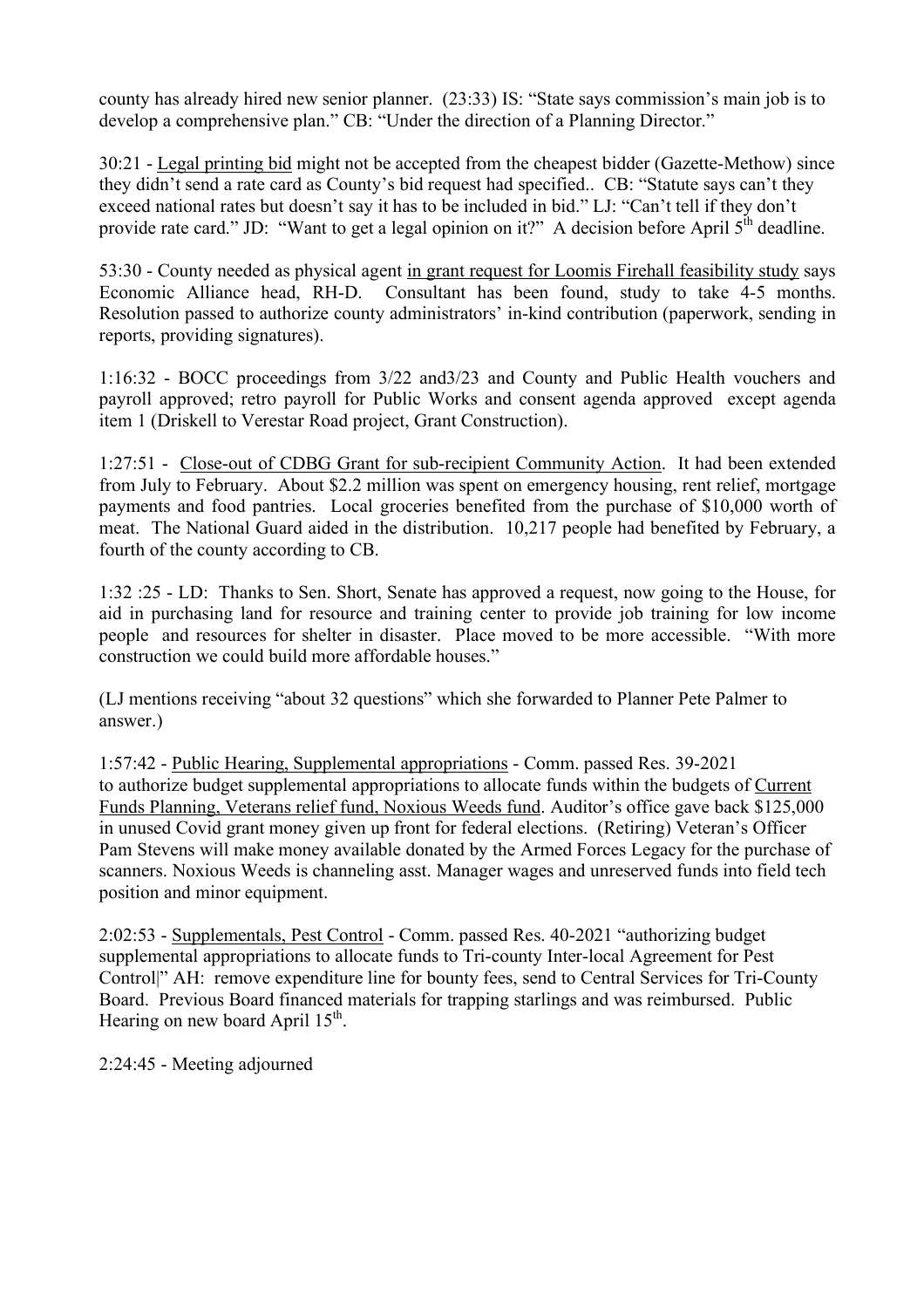county has already hired new senior planner. (23:33) IS: "State says commission's main job is to develop a comprehensive plan." CB: "Under the direction of a Planning Director."

30:21 - Legal printing bid might not be accepted from the cheapest bidder (Gazette-Methow) since they didn't send a rate card as County's bid request had specified.. CB: "Statute says can't they exceed national rates but doesn't say it has to be included in bid." LJ: "Can't tell if they don't provide rate card." JD: "Want to get a legal opinion on it?" A decision before April 5th deadline.

53:30 - County needed as physical agent in grant request for Loomis Firehall feasibility study says Economic Alliance head, RH-D. Consultant has been found, study to take 4-5 months. Resolution passed to authorize county administrators' in-kind contribution (paperwork, sending in reports, providing signatures).

1:16:32 - BOCC proceedings from 3/22 and3/23 and County and Public Health vouchers and payroll approved; retro payroll for Public Works and consent agenda approved except agenda item 1 (Driskell to Verestar Road project, Grant Construction).

1:27:51 - Close-out of CDBG Grant for sub-recipient Community Action. It had been extended from July to February. About $2.2 million was spent on emergency housing, rent relief, mortgage payments and food pantries. Local groceries benefited from the purchase of $10,000 worth of meat. The National Guard aided in the distribution. 10,217 people had benefited by February, a fourth of the county according to CB.

1:32 :25 - LD: Thanks to Sen. Short, Senate has approved a request, now going to the House, for aid in purchasing land for resource and training center to provide job training for low income people and resources for shelter in disaster. Place moved to be more accessible. "With more construction we could build more affordable houses."

(LJ mentions receiving "about 32 questions" which she forwarded to Planner Pete Palmer to answer.)

1:57:42 - Public Hearing, Supplemental appropriations - Comm. passed Res. 39-2021 to authorize budget supplemental appropriations to allocate funds within the budgets of Current Funds Planning, Veterans relief fund, Noxious Weeds fund. Auditor's office gave back $125,000 in unused Covid grant money given up front for federal elections. (Retiring) Veteran's Officer Pam Stevens will make money available donated by the Armed Forces Legacy for the purchase of scanners. Noxious Weeds is channeling asst. Manager wages and unreserved funds into field tech position and minor equipment.

2:02:53 - Supplementals, Pest Control - Comm. passed Res. 40-2021 "authorizing budget supplemental appropriations to allocate funds to Tri-county Inter-local Agreement for Pest Control|" AH: remove expenditure line for bounty fees, send to Central Services for Tri-County Board. Previous Board financed materials for trapping starlings and was reimbursed. Public Hearing on new board April 15th.

2:24:45 - Meeting adjourned